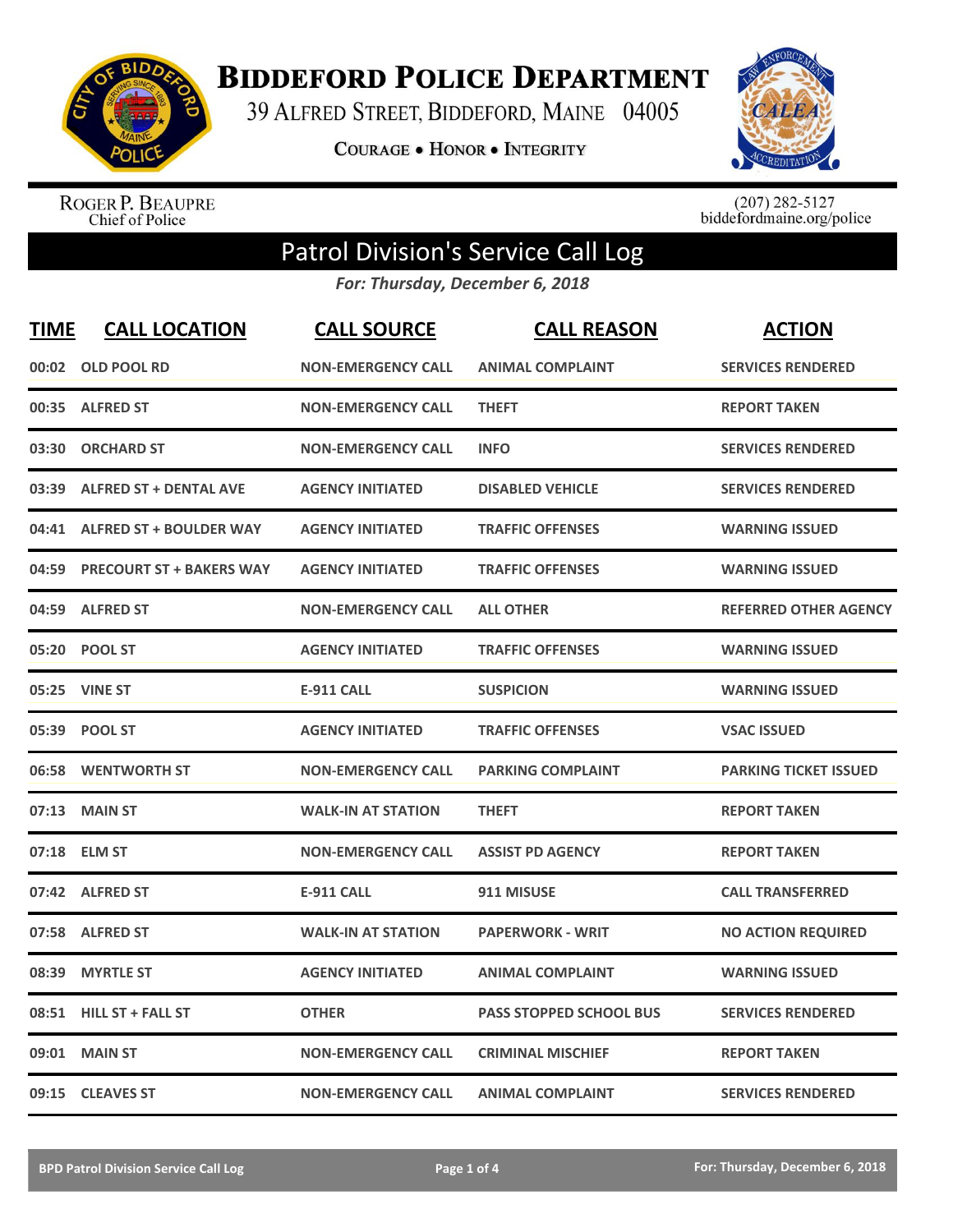# Biddeford Police Department

39 Alfred Street, Biddeford, Maine 04005

**Courage • Honor • Integrity**

Roger P. Beaupre
Chief of Police

(207) 282-5127
biddefordmaine.org/police

## Patrol Division's Service Call Log

*For: Thursday, December 6, 2018*

| TIME | CALL LOCATION | CALL SOURCE | CALL REASON | ACTION |
|---|---|---|---|---|
| 00:02 | OLD POOL RD | NON-EMERGENCY CALL | ANIMAL COMPLAINT | SERVICES RENDERED |
| 00:35 | ALFRED ST | NON-EMERGENCY CALL | THEFT | REPORT TAKEN |
| 03:30 | ORCHARD ST | NON-EMERGENCY CALL | INFO | SERVICES RENDERED |
| 03:39 | ALFRED ST + DENTAL AVE | AGENCY INITIATED | DISABLED VEHICLE | SERVICES RENDERED |
| 04:41 | ALFRED ST + BOULDER WAY | AGENCY INITIATED | TRAFFIC OFFENSES | WARNING ISSUED |
| 04:59 | PRECOURT ST + BAKERS WAY | AGENCY INITIATED | TRAFFIC OFFENSES | WARNING ISSUED |
| 04:59 | ALFRED ST | NON-EMERGENCY CALL | ALL OTHER | REFERRED OTHER AGENCY |
| 05:20 | POOL ST | AGENCY INITIATED | TRAFFIC OFFENSES | WARNING ISSUED |
| 05:25 | VINE ST | E-911 CALL | SUSPICION | WARNING ISSUED |
| 05:39 | POOL ST | AGENCY INITIATED | TRAFFIC OFFENSES | VSAC ISSUED |
| 06:58 | WENTWORTH ST | NON-EMERGENCY CALL | PARKING COMPLAINT | PARKING TICKET ISSUED |
| 07:13 | MAIN ST | WALK-IN AT STATION | THEFT | REPORT TAKEN |
| 07:18 | ELM ST | NON-EMERGENCY CALL | ASSIST PD AGENCY | REPORT TAKEN |
| 07:42 | ALFRED ST | E-911 CALL | 911 MISUSE | CALL TRANSFERRED |
| 07:58 | ALFRED ST | WALK-IN AT STATION | PAPERWORK - WRIT | NO ACTION REQUIRED |
| 08:39 | MYRTLE ST | AGENCY INITIATED | ANIMAL COMPLAINT | WARNING ISSUED |
| 08:51 | HILL ST + FALL ST | OTHER | PASS STOPPED SCHOOL BUS | SERVICES RENDERED |
| 09:01 | MAIN ST | NON-EMERGENCY CALL | CRIMINAL MISCHIEF | REPORT TAKEN |
| 09:15 | CLEAVES ST | NON-EMERGENCY CALL | ANIMAL COMPLAINT | SERVICES RENDERED |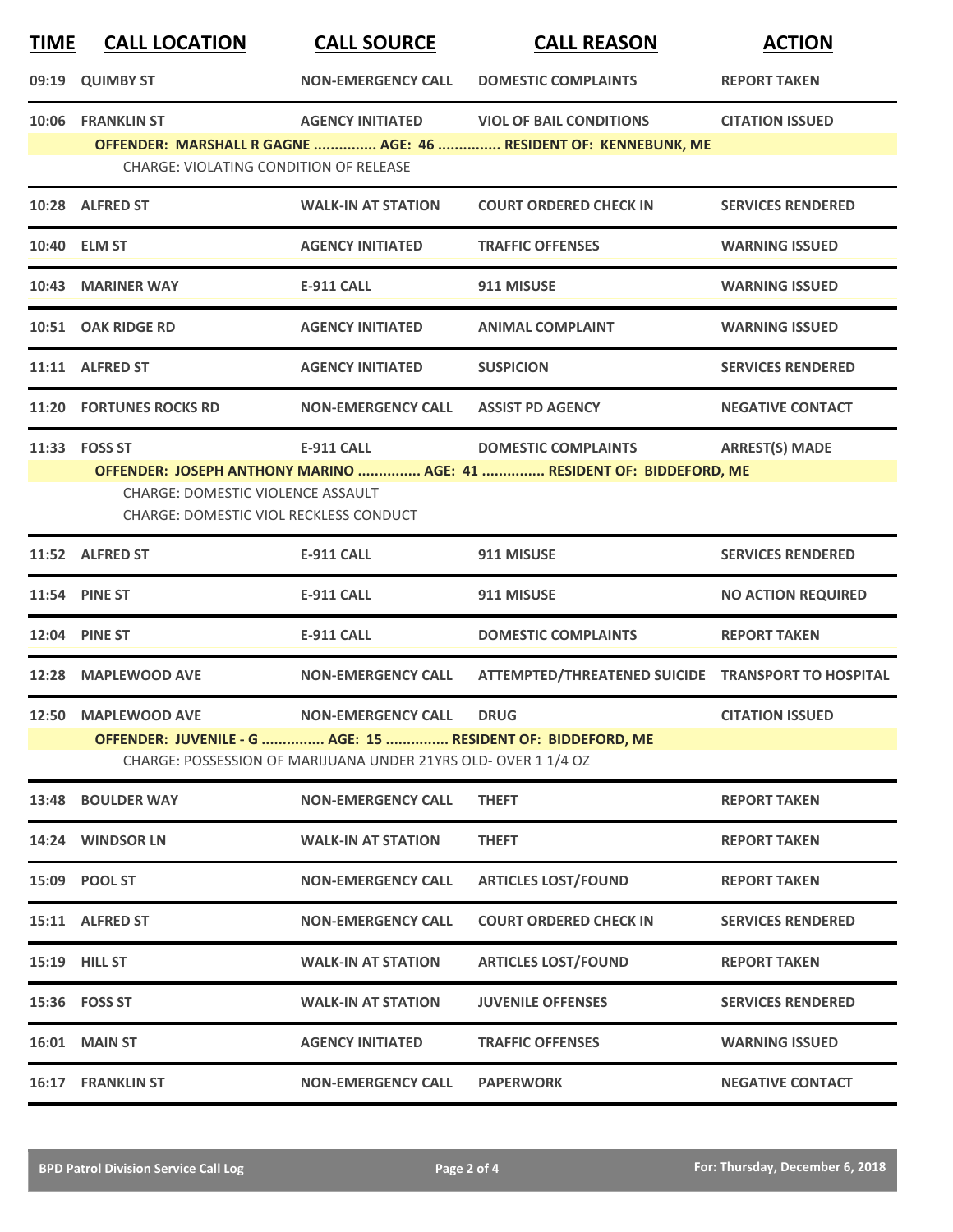| TIME | CALL LOCATION | CALL SOURCE | CALL REASON | ACTION |
|---|---|---|---|---|
| 09:19 | QUIMBY ST | NON-EMERGENCY CALL | DOMESTIC COMPLAINTS | REPORT TAKEN |
| 10:06 | FRANKLIN ST | AGENCY INITIATED | VIOL OF BAIL CONDITIONS | CITATION ISSUED |
| | OFFENDER: MARSHALL R GAGNE ............... AGE: 46 ............... RESIDENT OF: KENNEBUNK, ME | | | |
| | CHARGE: VIOLATING CONDITION OF RELEASE | | | |
| 10:28 | ALFRED ST | WALK-IN AT STATION | COURT ORDERED CHECK IN | SERVICES RENDERED |
| 10:40 | ELM ST | AGENCY INITIATED | TRAFFIC OFFENSES | WARNING ISSUED |
| 10:43 | MARINER WAY | E-911 CALL | 911 MISUSE | WARNING ISSUED |
| 10:51 | OAK RIDGE RD | AGENCY INITIATED | ANIMAL COMPLAINT | WARNING ISSUED |
| 11:11 | ALFRED ST | AGENCY INITIATED | SUSPICION | SERVICES RENDERED |
| 11:20 | FORTUNES ROCKS RD | NON-EMERGENCY CALL | ASSIST PD AGENCY | NEGATIVE CONTACT |
| 11:33 | FOSS ST | E-911 CALL | DOMESTIC COMPLAINTS | ARREST(S) MADE |
| | OFFENDER: JOSEPH ANTHONY MARINO ............... AGE: 41 ............... RESIDENT OF: BIDDEFORD, ME | | | |
| | CHARGE: DOMESTIC VIOLENCE ASSAULT | | | |
| | CHARGE: DOMESTIC VIOL RECKLESS CONDUCT | | | |
| 11:52 | ALFRED ST | E-911 CALL | 911 MISUSE | SERVICES RENDERED |
| 11:54 | PINE ST | E-911 CALL | 911 MISUSE | NO ACTION REQUIRED |
| 12:04 | PINE ST | E-911 CALL | DOMESTIC COMPLAINTS | REPORT TAKEN |
| 12:28 | MAPLEWOOD AVE | NON-EMERGENCY CALL | ATTEMPTED/THREATENED SUICIDE | TRANSPORT TO HOSPITAL |
| 12:50 | MAPLEWOOD AVE | NON-EMERGENCY CALL | DRUG | CITATION ISSUED |
| | OFFENDER: JUVENILE - G ............... AGE: 15 ............... RESIDENT OF: BIDDEFORD, ME | | | |
| | CHARGE: POSSESSION OF MARIJUANA UNDER 21YRS OLD- OVER 1 1/4 OZ | | | |
| 13:48 | BOULDER WAY | NON-EMERGENCY CALL | THEFT | REPORT TAKEN |
| 14:24 | WINDSOR LN | WALK-IN AT STATION | THEFT | REPORT TAKEN |
| 15:09 | POOL ST | NON-EMERGENCY CALL | ARTICLES LOST/FOUND | REPORT TAKEN |
| 15:11 | ALFRED ST | NON-EMERGENCY CALL | COURT ORDERED CHECK IN | SERVICES RENDERED |
| 15:19 | HILL ST | WALK-IN AT STATION | ARTICLES LOST/FOUND | REPORT TAKEN |
| 15:36 | FOSS ST | WALK-IN AT STATION | JUVENILE OFFENSES | SERVICES RENDERED |
| 16:01 | MAIN ST | AGENCY INITIATED | TRAFFIC OFFENSES | WARNING ISSUED |
| 16:17 | FRANKLIN ST | NON-EMERGENCY CALL | PAPERWORK | NEGATIVE CONTACT |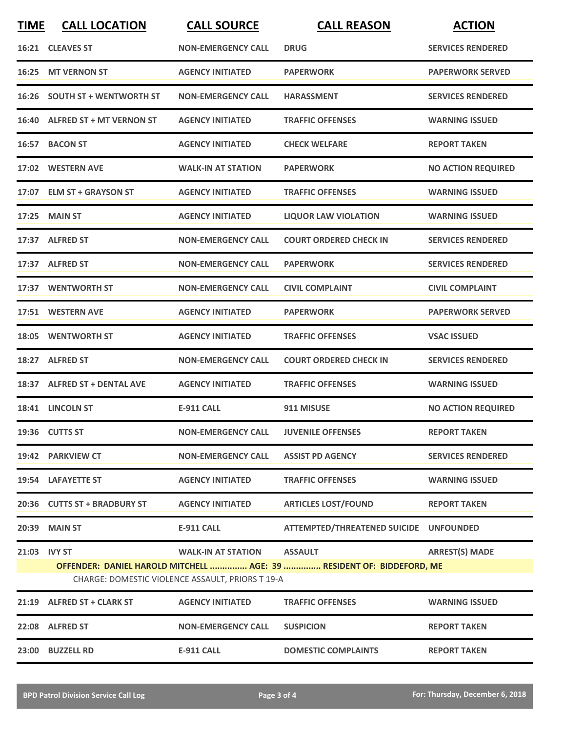| TIME | CALL LOCATION | CALL SOURCE | CALL REASON | ACTION |
|---|---|---|---|---|
| 16:21 | CLEAVES ST | NON-EMERGENCY CALL | DRUG | SERVICES RENDERED |
| 16:25 | MT VERNON ST | AGENCY INITIATED | PAPERWORK | PAPERWORK SERVED |
| 16:26 | SOUTH ST + WENTWORTH ST | NON-EMERGENCY CALL | HARASSMENT | SERVICES RENDERED |
| 16:40 | ALFRED ST + MT VERNON ST | AGENCY INITIATED | TRAFFIC OFFENSES | WARNING ISSUED |
| 16:57 | BACON ST | AGENCY INITIATED | CHECK WELFARE | REPORT TAKEN |
| 17:02 | WESTERN AVE | WALK-IN AT STATION | PAPERWORK | NO ACTION REQUIRED |
| 17:07 | ELM ST + GRAYSON ST | AGENCY INITIATED | TRAFFIC OFFENSES | WARNING ISSUED |
| 17:25 | MAIN ST | AGENCY INITIATED | LIQUOR LAW VIOLATION | WARNING ISSUED |
| 17:37 | ALFRED ST | NON-EMERGENCY CALL | COURT ORDERED CHECK IN | SERVICES RENDERED |
| 17:37 | ALFRED ST | NON-EMERGENCY CALL | PAPERWORK | SERVICES RENDERED |
| 17:37 | WENTWORTH ST | NON-EMERGENCY CALL | CIVIL COMPLAINT | CIVIL COMPLAINT |
| 17:51 | WESTERN AVE | AGENCY INITIATED | PAPERWORK | PAPERWORK SERVED |
| 18:05 | WENTWORTH ST | AGENCY INITIATED | TRAFFIC OFFENSES | VSAC ISSUED |
| 18:27 | ALFRED ST | NON-EMERGENCY CALL | COURT ORDERED CHECK IN | SERVICES RENDERED |
| 18:37 | ALFRED ST + DENTAL AVE | AGENCY INITIATED | TRAFFIC OFFENSES | WARNING ISSUED |
| 18:41 | LINCOLN ST | E-911 CALL | 911 MISUSE | NO ACTION REQUIRED |
| 19:36 | CUTTS ST | NON-EMERGENCY CALL | JUVENILE OFFENSES | REPORT TAKEN |
| 19:42 | PARKVIEW CT | NON-EMERGENCY CALL | ASSIST PD AGENCY | SERVICES RENDERED |
| 19:54 | LAFAYETTE ST | AGENCY INITIATED | TRAFFIC OFFENSES | WARNING ISSUED |
| 20:36 | CUTTS ST + BRADBURY ST | AGENCY INITIATED | ARTICLES LOST/FOUND | REPORT TAKEN |
| 20:39 | MAIN ST | E-911 CALL | ATTEMPTED/THREATENED SUICIDE | UNFOUNDED |
| 21:03 | IVY ST | WALK-IN AT STATION | ASSAULT | ARREST(S) MADE |
| | **OFFENDER: DANIEL HAROLD MITCHELL ............... AGE: 39 ............... RESIDENT OF: BIDDEFORD, ME** | | | |
| | CHARGE: DOMESTIC VIOLENCE ASSAULT, PRIORS T 19-A | | | |
| 21:19 | ALFRED ST + CLARK ST | AGENCY INITIATED | TRAFFIC OFFENSES | WARNING ISSUED |
| 22:08 | ALFRED ST | NON-EMERGENCY CALL | SUSPICION | REPORT TAKEN |
| 23:00 | BUZZELL RD | E-911 CALL | DOMESTIC COMPLAINTS | REPORT TAKEN |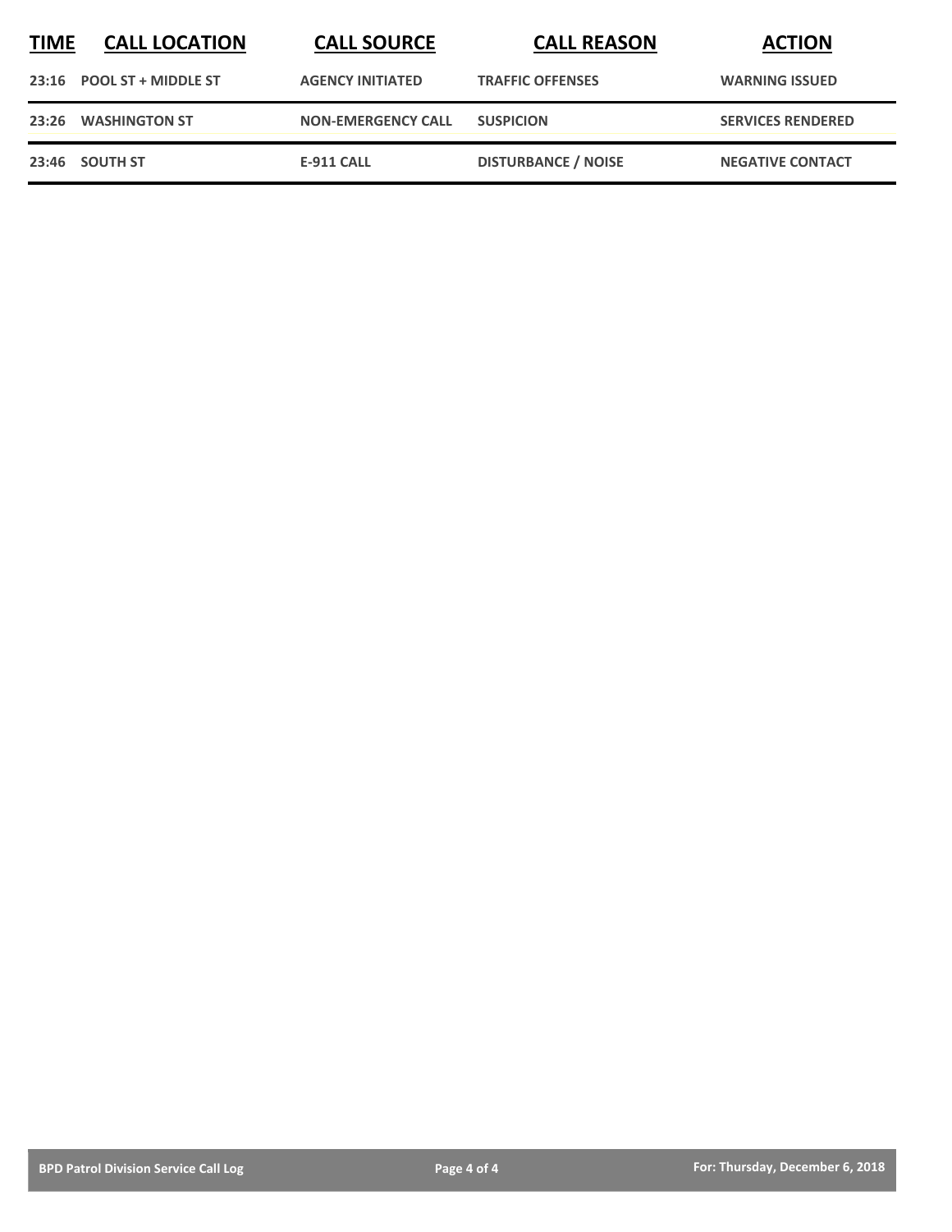| TIME | CALL LOCATION | CALL SOURCE | CALL REASON | ACTION |
| --- | --- | --- | --- | --- |
| 23:16 | POOL ST + MIDDLE ST | AGENCY INITIATED | TRAFFIC OFFENSES | WARNING ISSUED |
| 23:26 | WASHINGTON ST | NON-EMERGENCY CALL | SUSPICION | SERVICES RENDERED |
| 23:46 | SOUTH ST | E-911 CALL | DISTURBANCE / NOISE | NEGATIVE CONTACT |